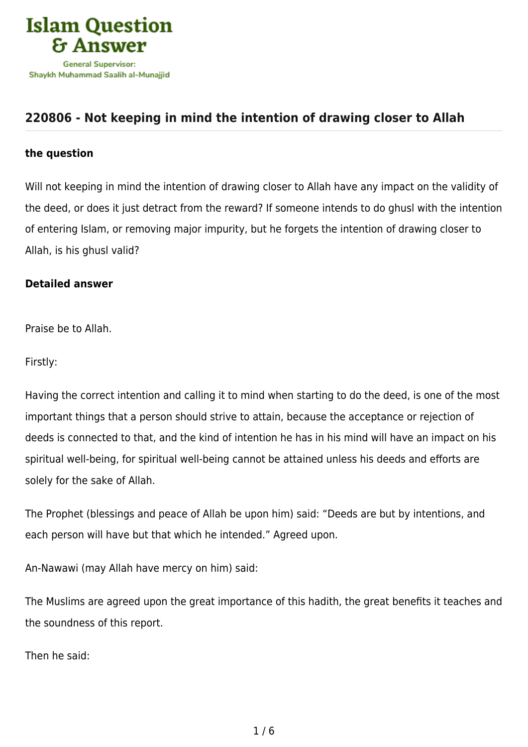Islam Question & Answer

General Supervisor:
Shaykh Muhammad Saalih al-Munajjid

## 220806 - Not keeping in mind the intention of drawing closer to Allah

**the question**

Will not keeping in mind the intention of drawing closer to Allah have any impact on the validity of the deed, or does it just detract from the reward? If someone intends to do ghusl with the intention of entering Islam, or removing major impurity, but he forgets the intention of drawing closer to Allah, is his ghusl valid?

**Detailed answer**

Praise be to Allah.

Firstly:

Having the correct intention and calling it to mind when starting to do the deed, is one of the most important things that a person should strive to attain, because the acceptance or rejection of deeds is connected to that, and the kind of intention he has in his mind will have an impact on his spiritual well-being, for spiritual well-being cannot be attained unless his deeds and efforts are solely for the sake of Allah.

The Prophet (blessings and peace of Allah be upon him) said: "Deeds are but by intentions, and each person will have but that which he intended." Agreed upon.

An-Nawawi (may Allah have mercy on him) said:

The Muslims are agreed upon the great importance of this hadith, the great benefits it teaches and the soundness of this report.

Then he said: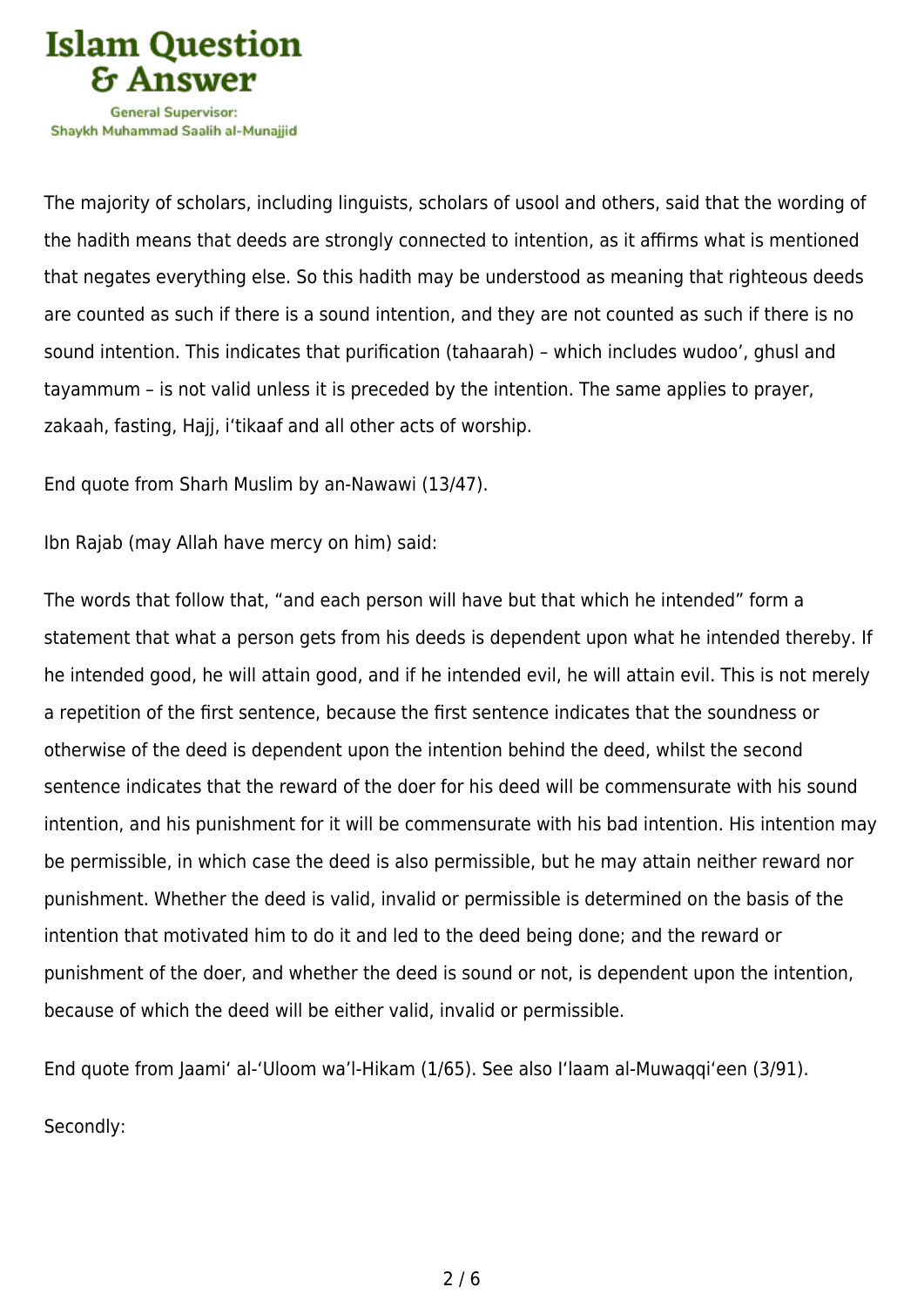The majority of scholars, including linguists, scholars of usool and others, said that the wording of the hadith means that deeds are strongly connected to intention, as it affirms what is mentioned that negates everything else. So this hadith may be understood as meaning that righteous deeds are counted as such if there is a sound intention, and they are not counted as such if there is no sound intention. This indicates that purification (tahaarah) – which includes wudoo', ghusl and tayammum – is not valid unless it is preceded by the intention. The same applies to prayer, zakaah, fasting, Hajj, i'tikaaf and all other acts of worship.

End quote from Sharh Muslim by an-Nawawi (13/47).

Ibn Rajab (may Allah have mercy on him) said:

The words that follow that, "and each person will have but that which he intended" form a statement that what a person gets from his deeds is dependent upon what he intended thereby. If he intended good, he will attain good, and if he intended evil, he will attain evil. This is not merely a repetition of the first sentence, because the first sentence indicates that the soundness or otherwise of the deed is dependent upon the intention behind the deed, whilst the second sentence indicates that the reward of the doer for his deed will be commensurate with his sound intention, and his punishment for it will be commensurate with his bad intention. His intention may be permissible, in which case the deed is also permissible, but he may attain neither reward nor punishment. Whether the deed is valid, invalid or permissible is determined on the basis of the intention that motivated him to do it and led to the deed being done; and the reward or punishment of the doer, and whether the deed is sound or not, is dependent upon the intention, because of which the deed will be either valid, invalid or permissible.

End quote from Jaami' al-'Uloom wa'l-Hikam (1/65). See also I'laam al-Muwaqqi'een (3/91).

Secondly: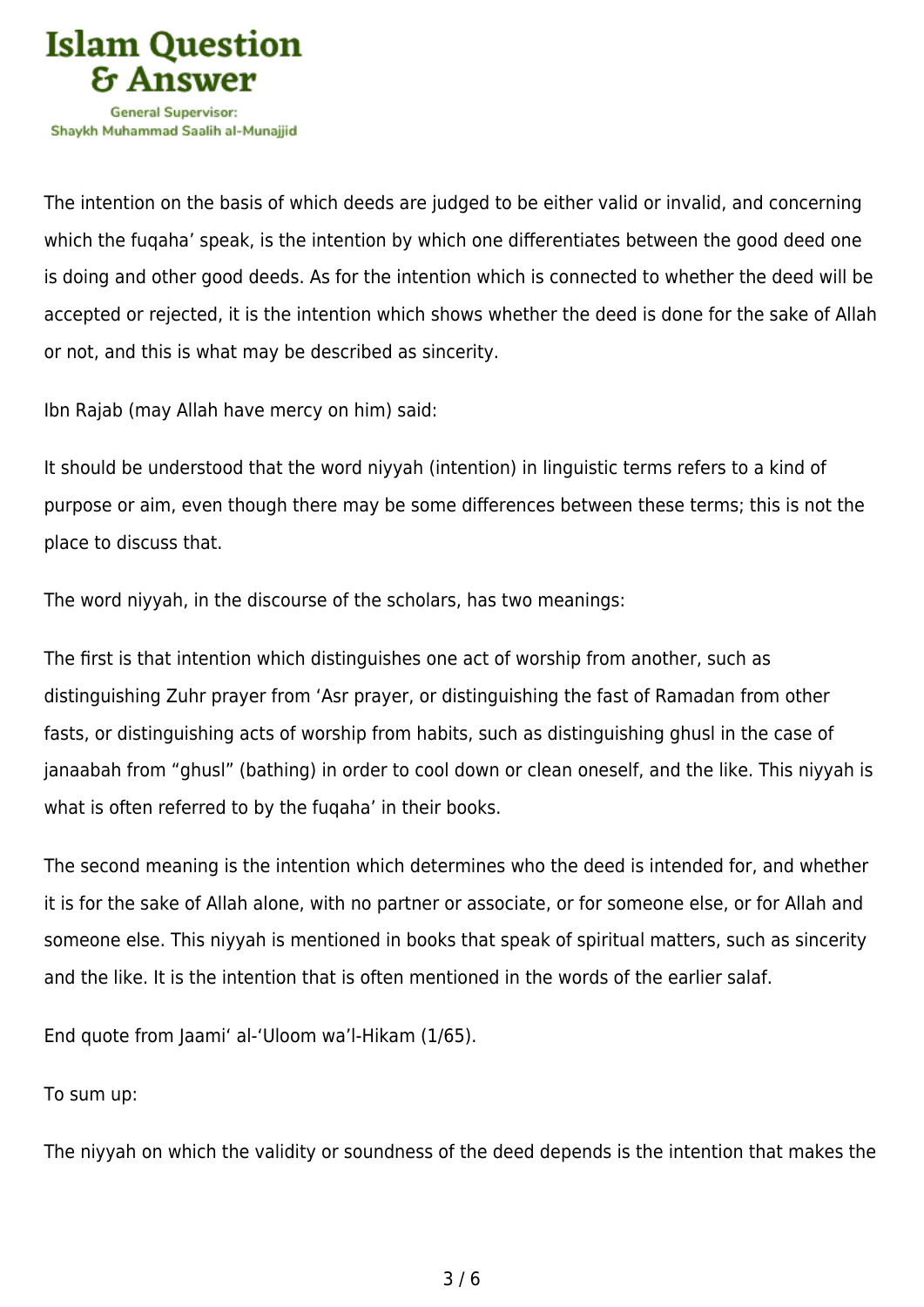The intention on the basis of which deeds are judged to be either valid or invalid, and concerning which the fuqaha' speak, is the intention by which one differentiates between the good deed one is doing and other good deeds. As for the intention which is connected to whether the deed will be accepted or rejected, it is the intention which shows whether the deed is done for the sake of Allah or not, and this is what may be described as sincerity.

Ibn Rajab (may Allah have mercy on him) said:

It should be understood that the word niyyah (intention) in linguistic terms refers to a kind of purpose or aim, even though there may be some differences between these terms; this is not the place to discuss that.

The word niyyah, in the discourse of the scholars, has two meanings:

The first is that intention which distinguishes one act of worship from another, such as distinguishing Zuhr prayer from 'Asr prayer, or distinguishing the fast of Ramadan from other fasts, or distinguishing acts of worship from habits, such as distinguishing ghusl in the case of janaabah from "ghusl" (bathing) in order to cool down or clean oneself, and the like. This niyyah is what is often referred to by the fuqaha' in their books.

The second meaning is the intention which determines who the deed is intended for, and whether it is for the sake of Allah alone, with no partner or associate, or for someone else, or for Allah and someone else. This niyyah is mentioned in books that speak of spiritual matters, such as sincerity and the like. It is the intention that is often mentioned in the words of the earlier salaf.

End quote from Jaami' al-'Uloom wa'l-Hikam (1/65).

To sum up:

The niyyah on which the validity or soundness of the deed depends is the intention that makes the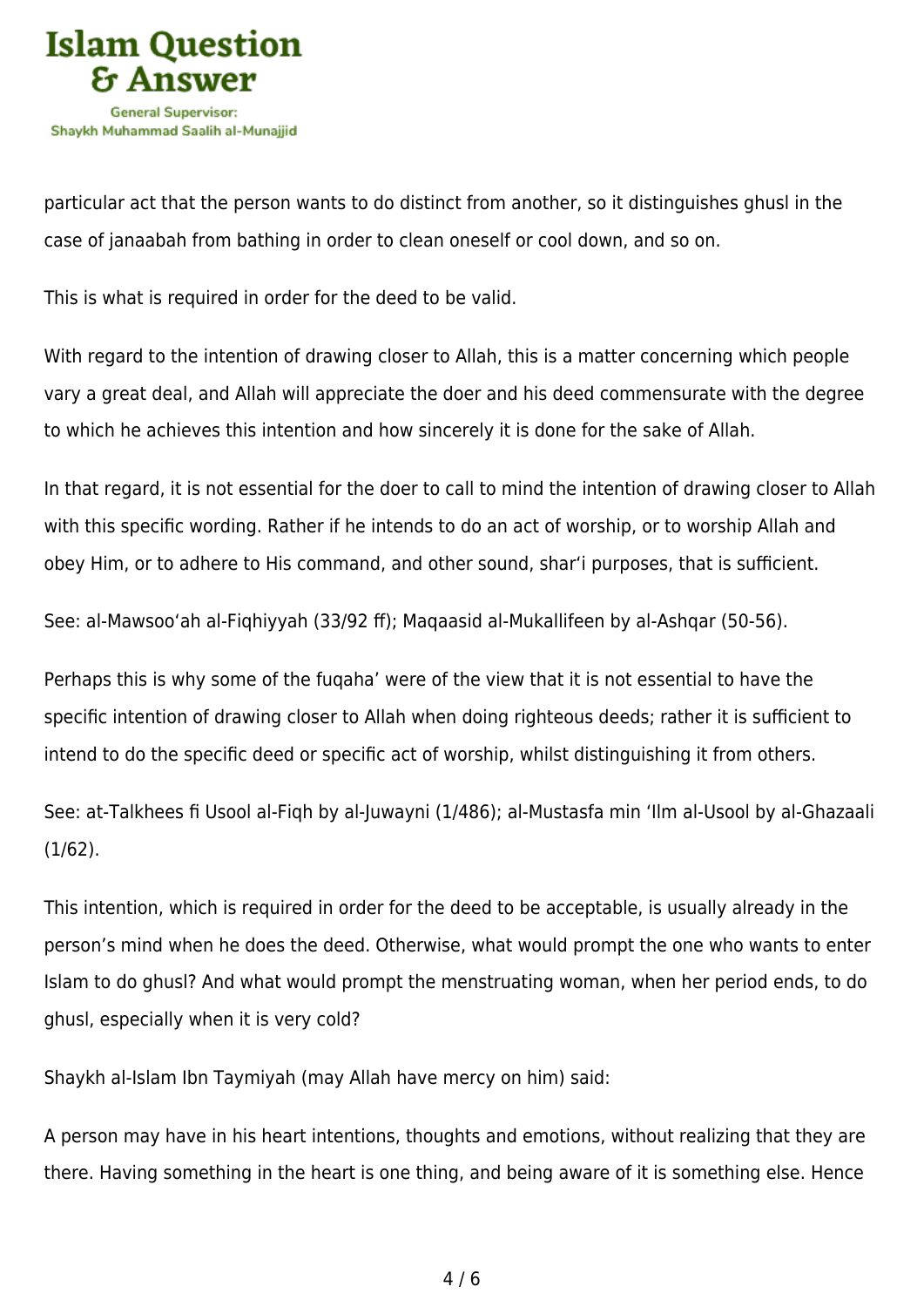particular act that the person wants to do distinct from another, so it distinguishes ghusl in the case of janaabah from bathing in order to clean oneself or cool down, and so on.

This is what is required in order for the deed to be valid.

With regard to the intention of drawing closer to Allah, this is a matter concerning which people vary a great deal, and Allah will appreciate the doer and his deed commensurate with the degree to which he achieves this intention and how sincerely it is done for the sake of Allah.

In that regard, it is not essential for the doer to call to mind the intention of drawing closer to Allah with this specific wording. Rather if he intends to do an act of worship, or to worship Allah and obey Him, or to adhere to His command, and other sound, shar‘i purposes, that is sufficient.

See: al-Mawsoo‘ah al-Fiqhiyyah (33/92 ff); Maqaasid al-Mukallifeen by al-Ashqar (50-56).

Perhaps this is why some of the fuqaha’ were of the view that it is not essential to have the specific intention of drawing closer to Allah when doing righteous deeds; rather it is sufficient to intend to do the specific deed or specific act of worship, whilst distinguishing it from others.

See: at-Talkhees fi Usool al-Fiqh by al-Juwayni (1/486); al-Mustasfa min ‘Ilm al-Usool by al-Ghazaali (1/62).

This intention, which is required in order for the deed to be acceptable, is usually already in the person’s mind when he does the deed. Otherwise, what would prompt the one who wants to enter Islam to do ghusl? And what would prompt the menstruating woman, when her period ends, to do ghusl, especially when it is very cold?

Shaykh al-Islam Ibn Taymiyah (may Allah have mercy on him) said:

A person may have in his heart intentions, thoughts and emotions, without realizing that they are there. Having something in the heart is one thing, and being aware of it is something else. Hence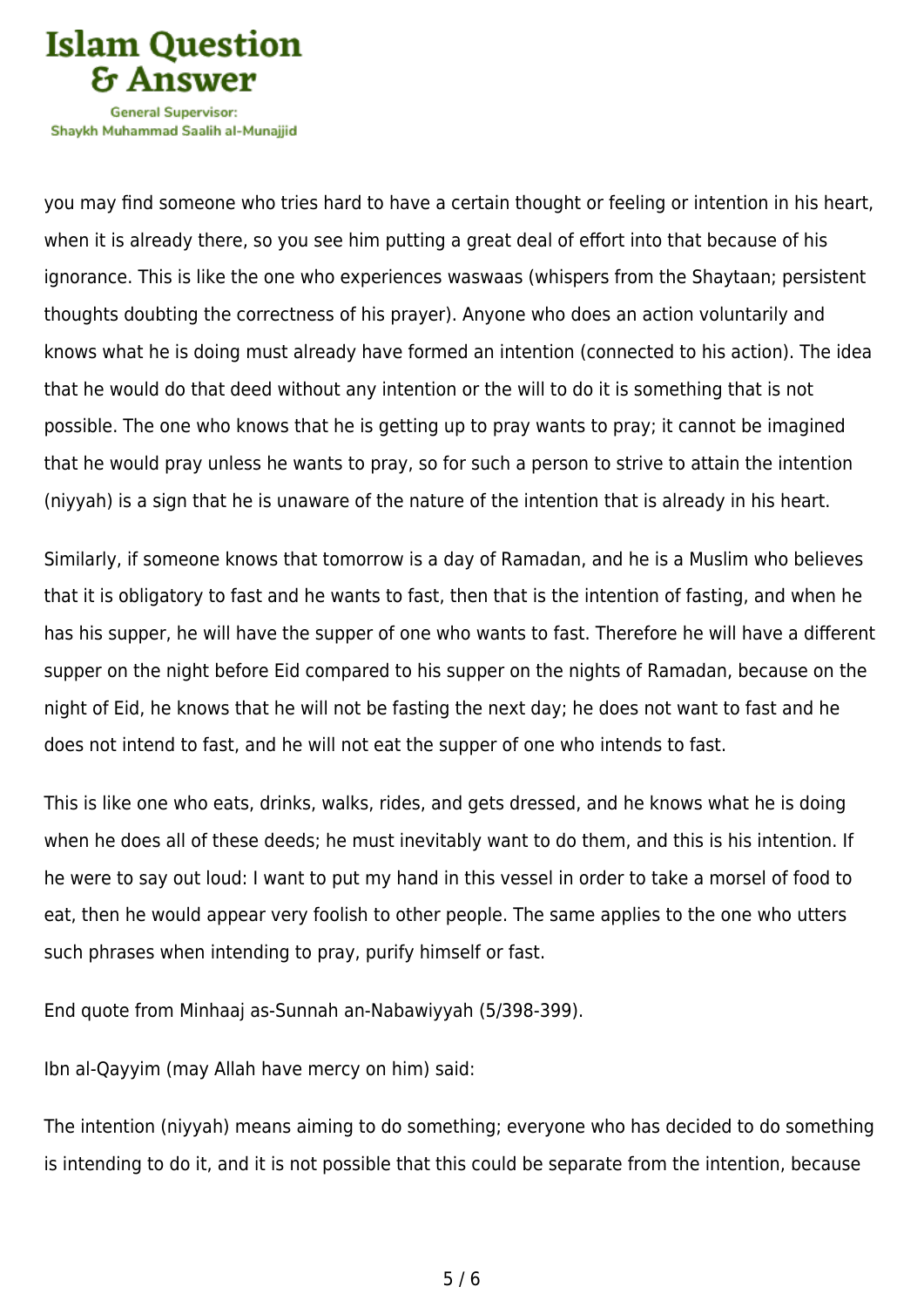you may find someone who tries hard to have a certain thought or feeling or intention in his heart, when it is already there, so you see him putting a great deal of effort into that because of his ignorance. This is like the one who experiences waswaas (whispers from the Shaytaan; persistent thoughts doubting the correctness of his prayer). Anyone who does an action voluntarily and knows what he is doing must already have formed an intention (connected to his action). The idea that he would do that deed without any intention or the will to do it is something that is not possible. The one who knows that he is getting up to pray wants to pray; it cannot be imagined that he would pray unless he wants to pray, so for such a person to strive to attain the intention (niyyah) is a sign that he is unaware of the nature of the intention that is already in his heart.

Similarly, if someone knows that tomorrow is a day of Ramadan, and he is a Muslim who believes that it is obligatory to fast and he wants to fast, then that is the intention of fasting, and when he has his supper, he will have the supper of one who wants to fast. Therefore he will have a different supper on the night before Eid compared to his supper on the nights of Ramadan, because on the night of Eid, he knows that he will not be fasting the next day; he does not want to fast and he does not intend to fast, and he will not eat the supper of one who intends to fast.

This is like one who eats, drinks, walks, rides, and gets dressed, and he knows what he is doing when he does all of these deeds; he must inevitably want to do them, and this is his intention. If he were to say out loud: I want to put my hand in this vessel in order to take a morsel of food to eat, then he would appear very foolish to other people. The same applies to the one who utters such phrases when intending to pray, purify himself or fast.

End quote from Minhaaj as-Sunnah an-Nabawiyyah (5/398-399).

Ibn al-Qayyim (may Allah have mercy on him) said:

The intention (niyyah) means aiming to do something; everyone who has decided to do something is intending to do it, and it is not possible that this could be separate from the intention, because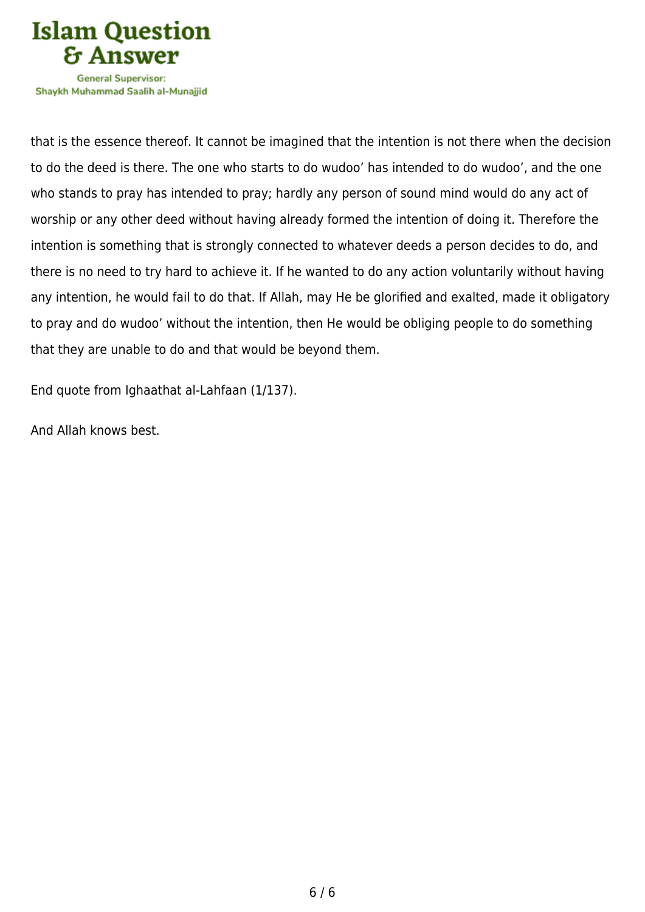that is the essence thereof. It cannot be imagined that the intention is not there when the decision to do the deed is there. The one who starts to do wudoo' has intended to do wudoo', and the one who stands to pray has intended to pray; hardly any person of sound mind would do any act of worship or any other deed without having already formed the intention of doing it. Therefore the intention is something that is strongly connected to whatever deeds a person decides to do, and there is no need to try hard to achieve it. If he wanted to do any action voluntarily without having any intention, he would fail to do that. If Allah, may He be glorified and exalted, made it obligatory to pray and do wudoo' without the intention, then He would be obliging people to do something that they are unable to do and that would be beyond them.

End quote from Ighaathat al-Lahfaan (1/137).

And Allah knows best.